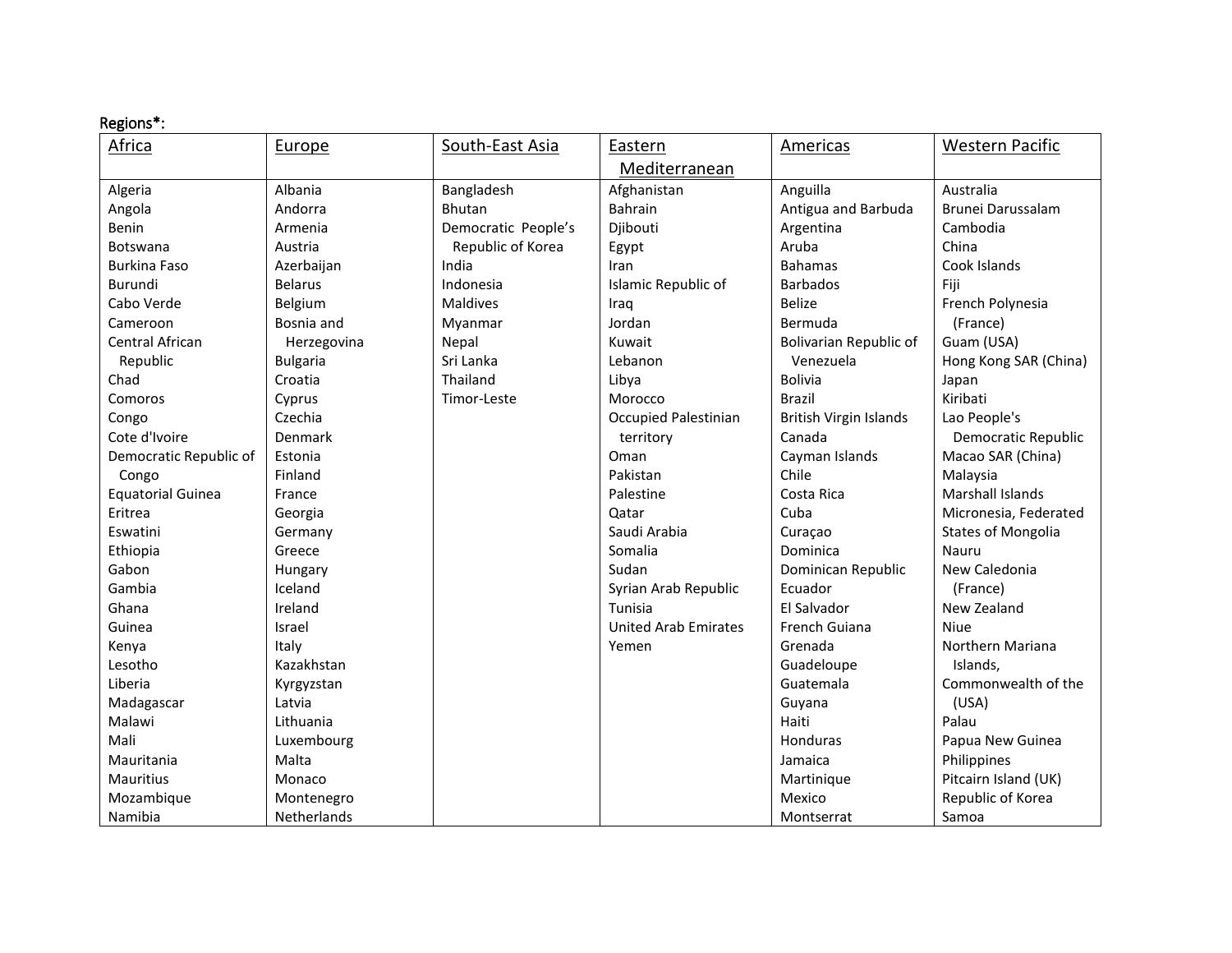Regions*:

| Africa | Europe | South-East Asia | Eastern Mediterranean | Americas | Western Pacific |
|---|---|---|---|---|---|
| Algeria | Albania | Bangladesh | Afghanistan | Anguilla | Australia |
| Angola | Andorra | Bhutan | Bahrain | Antigua and Barbuda | Brunei Darussalam |
| Benin | Armenia | Democratic People's Republic of Korea | Djibouti | Argentina | Cambodia |
| Botswana | Austria | India | Egypt | Aruba | China |
| Burkina Faso | Azerbaijan | Indonesia | Iran | Bahamas | Cook Islands |
| Burundi | Belarus | Maldives | Islamic Republic of | Barbados | Fiji |
| Cabo Verde | Belgium | Myanmar | Iraq | Belize | French Polynesia (France) |
| Cameroon | Bosnia and Herzegovina | Nepal | Jordan | Bermuda | Guam (USA) |
| Central African Republic | Bulgaria | Sri Lanka | Kuwait | Bolivarian Republic of Venezuela | Hong Kong SAR (China) |
| Chad | Croatia | Thailand | Lebanon | Bolivia | Japan |
| Comoros | Cyprus | Timor-Leste | Libya | Brazil | Kiribati |
| Congo | Czechia | | Morocco | British Virgin Islands | Lao People's Democratic Republic |
| Cote d'Ivoire | Denmark | | Occupied Palestinian territory | Canada | Macao SAR (China) |
| Democratic Republic of Congo | Estonia | | Oman | Cayman Islands | Malaysia |
| Equatorial Guinea | Finland | | Pakistan | Chile | Marshall Islands |
| Eritrea | France | | Palestine | Costa Rica | Micronesia, Federated States of Mongolia |
| Eswatini | Georgia | | Qatar | Cuba | Nauru |
| Ethiopia | Germany | | Saudi Arabia | Curaçao | New Caledonia (France) |
| Gabon | Greece | | Somalia | Dominica | New Zealand |
| Gambia | Hungary | | Sudan | Dominican Republic | Niue |
| Ghana | Iceland | | Syrian Arab Republic | Ecuador | Northern Mariana Islands, Commonwealth of the (USA) |
| Guinea | Ireland | | Tunisia | El Salvador | Palau |
| Kenya | Israel | | United Arab Emirates | French Guiana | Papua New Guinea |
| Lesotho | Italy | | Yemen | Grenada | Philippines |
| Liberia | Kazakhstan | | | Guadeloupe | Pitcairn Island (UK) |
| Madagascar | Kyrgyzstan | | | Guatemala | Republic of Korea |
| Malawi | Latvia | | | Guyana | Samoa |
| Mali | Lithuania | | | Haiti | |
| Mauritania | Luxembourg | | | Honduras | |
| Mauritius | Malta | | | Jamaica | |
| Mozambique | Monaco | | | Martinique | |
| Namibia | Montenegro | | | Mexico | |
| | Netherlands | | | Montserrat | |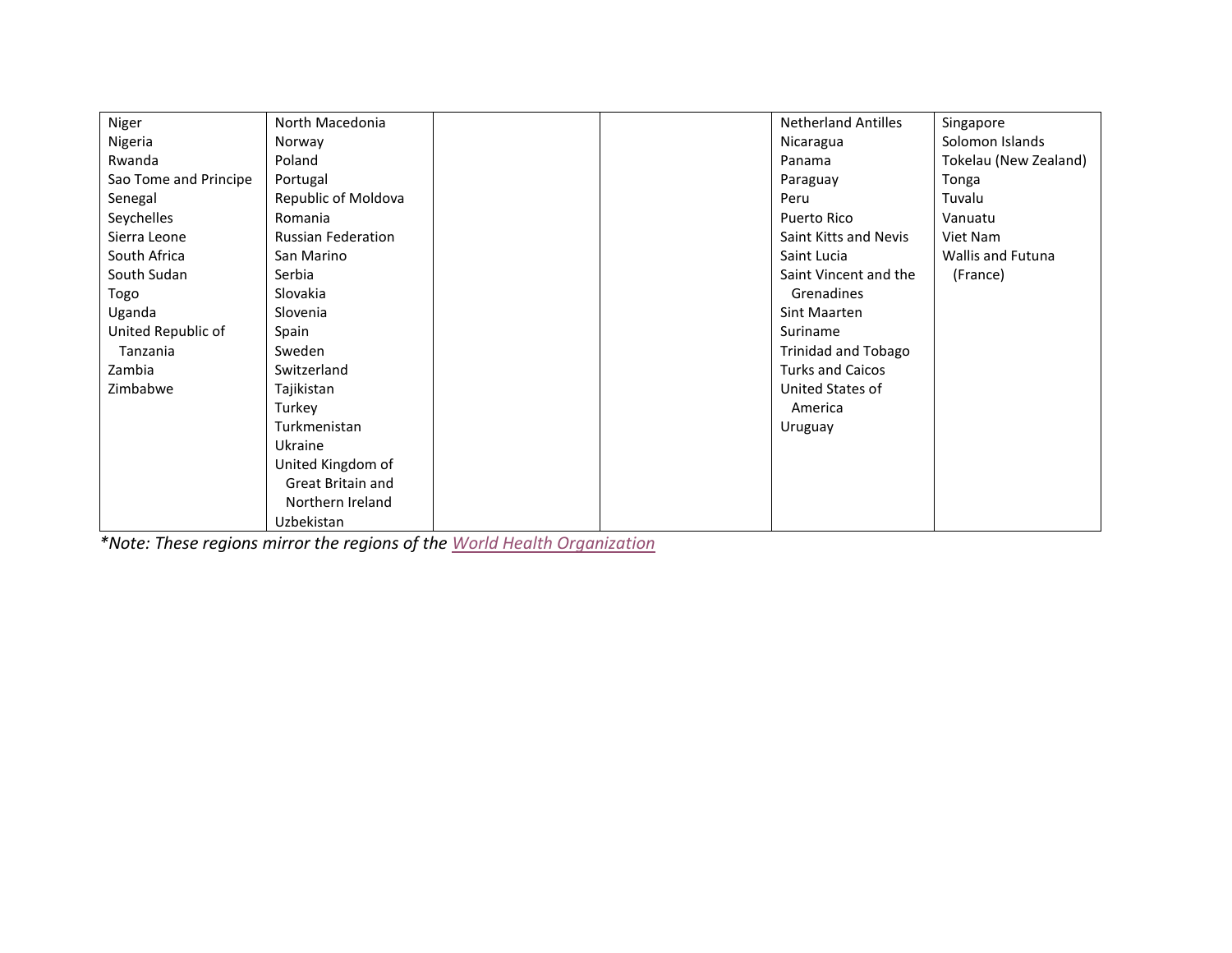| | | | | | |
|---|---|---|---|---|---|
| Niger<br>Nigeria<br>Rwanda<br>Sao Tome and Principe<br>Senegal<br>Seychelles<br>Sierra Leone<br>South Africa<br>South Sudan<br>Togo<br>Uganda<br>United Republic of Tanzania<br>Zambia<br>Zimbabwe | North Macedonia<br>Norway<br>Poland<br>Portugal<br>Republic of Moldova<br>Romania<br>Russian Federation<br>San Marino<br>Serbia<br>Slovakia<br>Slovenia<br>Spain<br>Sweden<br>Switzerland<br>Tajikistan<br>Turkey<br>Turkmenistan<br>Ukraine<br>United Kingdom of Great Britain and Northern Ireland<br>Uzbekistan | | | Netherland Antilles<br>Nicaragua<br>Panama<br>Paraguay<br>Peru<br>Puerto Rico<br>Saint Kitts and Nevis<br>Saint Lucia<br>Saint Vincent and the Grenadines<br>Sint Maarten<br>Suriname<br>Trinidad and Tobago<br>Turks and Caicos<br>United States of America<br>Uruguay | Singapore<br>Solomon Islands<br>Tokelau (New Zealand)<br>Tonga<br>Tuvalu<br>Vanuatu<br>Viet Nam<br>Wallis and Futuna (France) |

**Note: These regions mirror the regions of the World Health Organization*